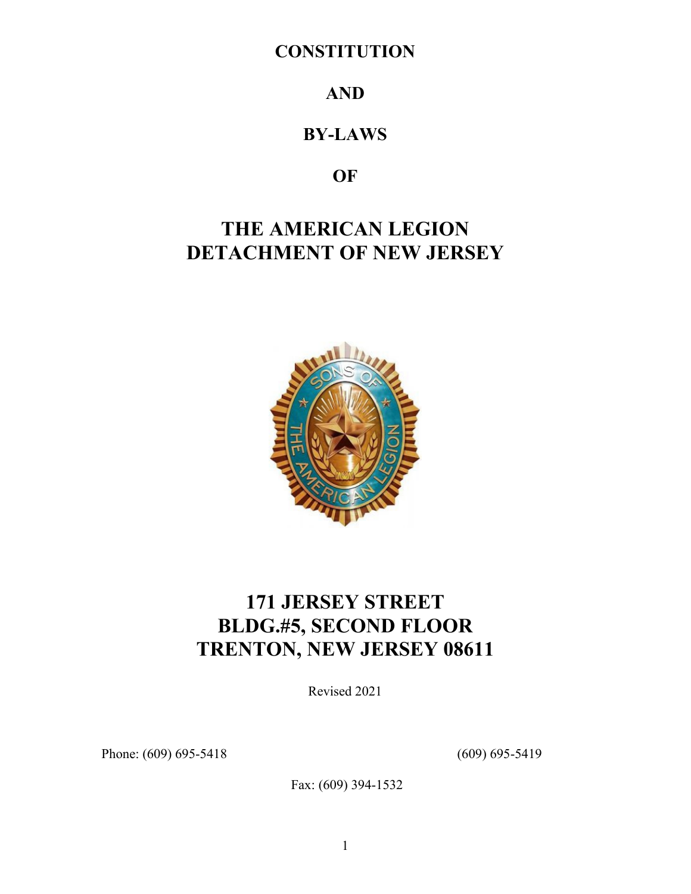# CONSTITUTION

# AND

# BY-LAWS

# OF

# THE AMERICAN LEGION DETACHMENT OF NEW JERSEY

## 171 JERSEY STREET
## BLDG.#5, SECOND FLOOR
## TRENTON, NEW JERSEY 08611

Revised 2021

Phone: (609) 695-5418 (609) 695-5419

Fax: (609) 394-1532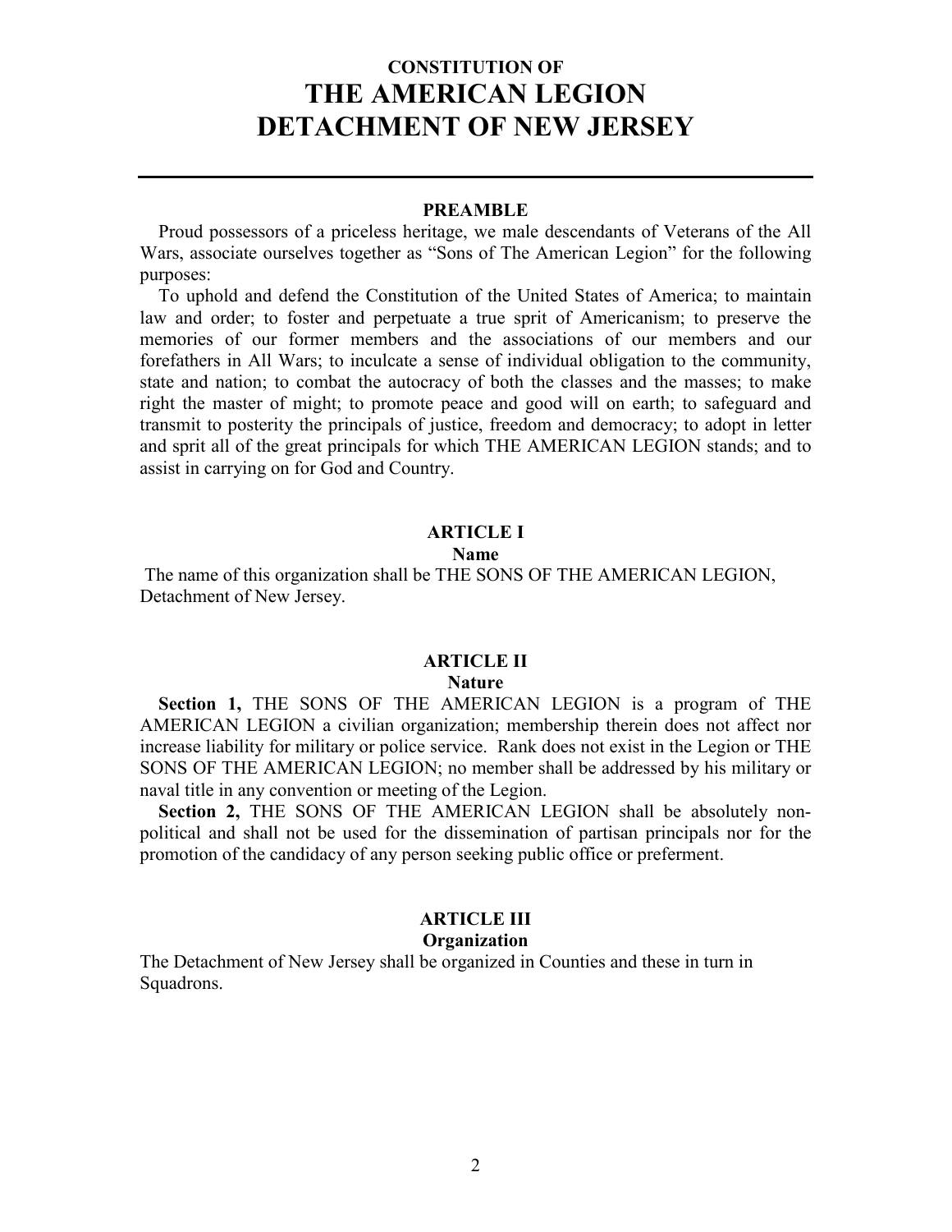# CONSTITUTION OF
# THE AMERICAN LEGION
# DETACHMENT OF NEW JERSEY

---

### PREAMBLE

Proud possessors of a priceless heritage, we male descendants of Veterans of the All Wars, associate ourselves together as "Sons of The American Legion" for the following purposes:

To uphold and defend the Constitution of the United States of America; to maintain law and order; to foster and perpetuate a true sprit of Americanism; to preserve the memories of our former members and the associations of our members and our forefathers in All Wars; to inculcate a sense of individual obligation to the community, state and nation; to combat the autocracy of both the classes and the masses; to make right the master of might; to promote peace and good will on earth; to safeguard and transmit to posterity the principals of justice, freedom and democracy; to adopt in letter and sprit all of the great principals for which THE AMERICAN LEGION stands; and to assist in carrying on for God and Country.

### ARTICLE I
**Name**

The name of this organization shall be THE SONS OF THE AMERICAN LEGION, Detachment of New Jersey.

### ARTICLE II
**Nature**

**Section 1,** THE SONS OF THE AMERICAN LEGION is a program of THE AMERICAN LEGION a civilian organization; membership therein does not affect nor increase liability for military or police service. Rank does not exist in the Legion or THE SONS OF THE AMERICAN LEGION; no member shall be addressed by his military or naval title in any convention or meeting of the Legion.

**Section 2,** THE SONS OF THE AMERICAN LEGION shall be absolutely non-political and shall not be used for the dissemination of partisan principals nor for the promotion of the candidacy of any person seeking public office or preferment.

### ARTICLE III
**Organization**

The Detachment of New Jersey shall be organized in Counties and these in turn in Squadrons.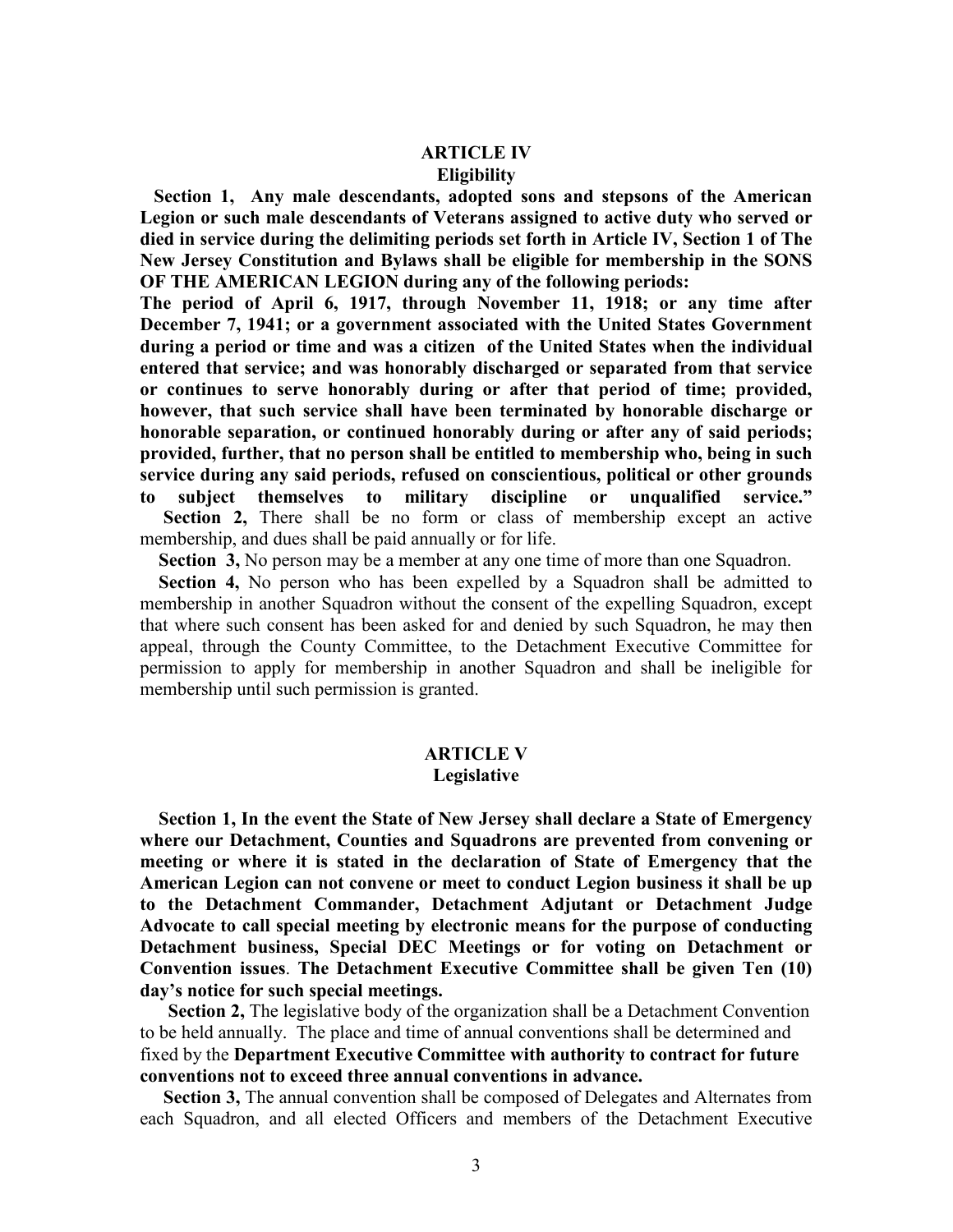## ARTICLE IV
### Eligibility

**Section 1, Any male descendants, adopted sons and stepsons of the American Legion or such male descendants of Veterans assigned to active duty who served or died in service during the delimiting periods set forth in Article IV, Section 1 of The New Jersey Constitution and Bylaws shall be eligible for membership in the SONS OF THE AMERICAN LEGION during any of the following periods:**

**The period of April 6, 1917, through November 11, 1918; or any time after December 7, 1941; or a government associated with the United States Government during a period or time and was a citizen of the United States when the individual entered that service; and was honorably discharged or separated from that service or continues to serve honorably during or after that period of time; provided, however, that such service shall have been terminated by honorable discharge or honorable separation, or continued honorably during or after any of said periods; provided, further, that no person shall be entitled to membership who, being in such service during any said periods, refused on conscientious, political or other grounds to subject themselves to military discipline or unqualified service."**

**Section 2,** There shall be no form or class of membership except an active membership, and dues shall be paid annually or for life.

**Section 3,** No person may be a member at any one time of more than one Squadron.

**Section 4,** No person who has been expelled by a Squadron shall be admitted to membership in another Squadron without the consent of the expelling Squadron, except that where such consent has been asked for and denied by such Squadron, he may then appeal, through the County Committee, to the Detachment Executive Committee for permission to apply for membership in another Squadron and shall be ineligible for membership until such permission is granted.

## ARTICLE V
### Legislative

**Section 1, In the event the State of New Jersey shall declare a State of Emergency where our Detachment, Counties and Squadrons are prevented from convening or meeting or where it is stated in the declaration of State of Emergency that the American Legion can not convene or meet to conduct Legion business it shall be up to the Detachment Commander, Detachment Adjutant or Detachment Judge Advocate to call special meeting by electronic means for the purpose of conducting Detachment business, Special DEC Meetings or for voting on Detachment or Convention issues**. **The Detachment Executive Committee shall be given Ten (10) day's notice for such special meetings.**

**Section 2,** The legislative body of the organization shall be a Detachment Convention to be held annually. The place and time of annual conventions shall be determined and fixed by the **Department Executive Committee with authority to contract for future conventions not to exceed three annual conventions in advance.**

**Section 3,** The annual convention shall be composed of Delegates and Alternates from each Squadron, and all elected Officers and members of the Detachment Executive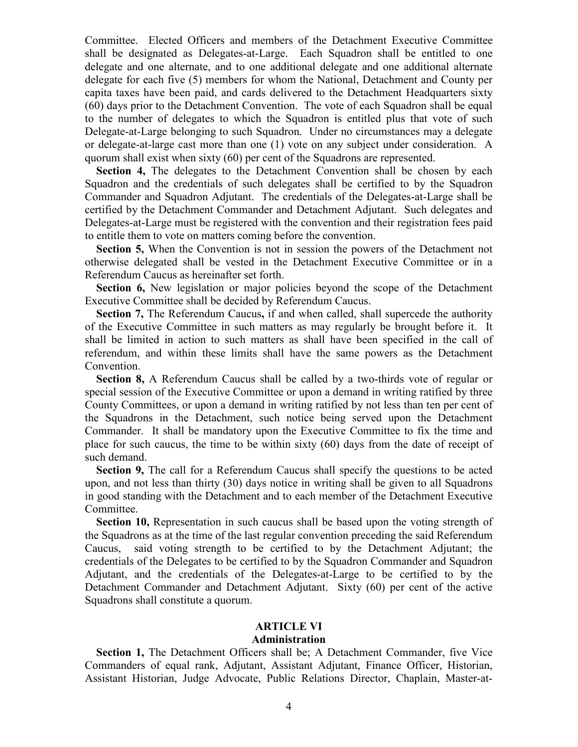Committee. Elected Officers and members of the Detachment Executive Committee shall be designated as Delegates-at-Large. Each Squadron shall be entitled to one delegate and one alternate, and to one additional delegate and one additional alternate delegate for each five (5) members for whom the National, Detachment and County per capita taxes have been paid, and cards delivered to the Detachment Headquarters sixty (60) days prior to the Detachment Convention. The vote of each Squadron shall be equal to the number of delegates to which the Squadron is entitled plus that vote of such Delegate-at-Large belonging to such Squadron. Under no circumstances may a delegate or delegate-at-large cast more than one (1) vote on any subject under consideration. A quorum shall exist when sixty (60) per cent of the Squadrons are represented.

**Section 4,** The delegates to the Detachment Convention shall be chosen by each Squadron and the credentials of such delegates shall be certified to by the Squadron Commander and Squadron Adjutant. The credentials of the Delegates-at-Large shall be certified by the Detachment Commander and Detachment Adjutant. Such delegates and Delegates-at-Large must be registered with the convention and their registration fees paid to entitle them to vote on matters coming before the convention.

**Section 5,** When the Convention is not in session the powers of the Detachment not otherwise delegated shall be vested in the Detachment Executive Committee or in a Referendum Caucus as hereinafter set forth.

**Section 6,** New legislation or major policies beyond the scope of the Detachment Executive Committee shall be decided by Referendum Caucus.

**Section 7,** The Referendum Caucus**,** if and when called, shall supercede the authority of the Executive Committee in such matters as may regularly be brought before it. It shall be limited in action to such matters as shall have been specified in the call of referendum, and within these limits shall have the same powers as the Detachment Convention.

**Section 8,** A Referendum Caucus shall be called by a two-thirds vote of regular or special session of the Executive Committee or upon a demand in writing ratified by three County Committees, or upon a demand in writing ratified by not less than ten per cent of the Squadrons in the Detachment, such notice being served upon the Detachment Commander. It shall be mandatory upon the Executive Committee to fix the time and place for such caucus, the time to be within sixty (60) days from the date of receipt of such demand.

**Section 9,** The call for a Referendum Caucus shall specify the questions to be acted upon, and not less than thirty (30) days notice in writing shall be given to all Squadrons in good standing with the Detachment and to each member of the Detachment Executive Committee.

**Section 10,** Representation in such caucus shall be based upon the voting strength of the Squadrons as at the time of the last regular convention preceding the said Referendum Caucus, said voting strength to be certified to by the Detachment Adjutant; the credentials of the Delegates to be certified to by the Squadron Commander and Squadron Adjutant, and the credentials of the Delegates-at-Large to be certified to by the Detachment Commander and Detachment Adjutant. Sixty (60) per cent of the active Squadrons shall constitute a quorum.

## ARTICLE VI
## Administration

**Section 1,** The Detachment Officers shall be; A Detachment Commander, five Vice Commanders of equal rank, Adjutant, Assistant Adjutant, Finance Officer, Historian, Assistant Historian, Judge Advocate, Public Relations Director, Chaplain, Master-at-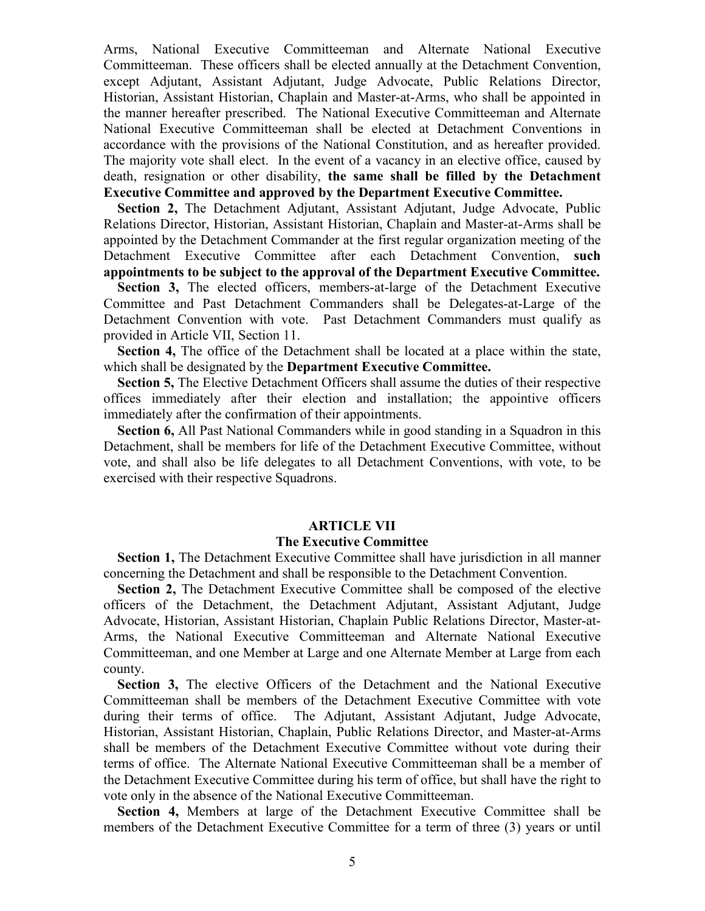Arms, National Executive Committeeman and Alternate National Executive Committeeman. These officers shall be elected annually at the Detachment Convention, except Adjutant, Assistant Adjutant, Judge Advocate, Public Relations Director, Historian, Assistant Historian, Chaplain and Master-at-Arms, who shall be appointed in the manner hereafter prescribed. The National Executive Committeeman and Alternate National Executive Committeeman shall be elected at Detachment Conventions in accordance with the provisions of the National Constitution, and as hereafter provided. The majority vote shall elect. In the event of a vacancy in an elective office, caused by death, resignation or other disability, **the same shall be filled by the Detachment Executive Committee and approved by the Department Executive Committee.**

**Section 2,** The Detachment Adjutant, Assistant Adjutant, Judge Advocate, Public Relations Director, Historian, Assistant Historian, Chaplain and Master-at-Arms shall be appointed by the Detachment Commander at the first regular organization meeting of the Detachment Executive Committee after each Detachment Convention, **such appointments to be subject to the approval of the Department Executive Committee.**

**Section 3,** The elected officers, members-at-large of the Detachment Executive Committee and Past Detachment Commanders shall be Delegates-at-Large of the Detachment Convention with vote. Past Detachment Commanders must qualify as provided in Article VII, Section 11.

**Section 4,** The office of the Detachment shall be located at a place within the state, which shall be designated by the **Department Executive Committee.**

**Section 5,** The Elective Detachment Officers shall assume the duties of their respective offices immediately after their election and installation; the appointive officers immediately after the confirmation of their appointments.

**Section 6,** All Past National Commanders while in good standing in a Squadron in this Detachment, shall be members for life of the Detachment Executive Committee, without vote, and shall also be life delegates to all Detachment Conventions, with vote, to be exercised with their respective Squadrons.

## ARTICLE VII
## The Executive Committee

**Section 1,** The Detachment Executive Committee shall have jurisdiction in all manner concerning the Detachment and shall be responsible to the Detachment Convention.

**Section 2,** The Detachment Executive Committee shall be composed of the elective officers of the Detachment, the Detachment Adjutant, Assistant Adjutant, Judge Advocate, Historian, Assistant Historian, Chaplain Public Relations Director, Master-at-Arms, the National Executive Committeeman and Alternate National Executive Committeeman, and one Member at Large and one Alternate Member at Large from each county.

**Section 3,** The elective Officers of the Detachment and the National Executive Committeeman shall be members of the Detachment Executive Committee with vote during their terms of office. The Adjutant, Assistant Adjutant, Judge Advocate, Historian, Assistant Historian, Chaplain, Public Relations Director, and Master-at-Arms shall be members of the Detachment Executive Committee without vote during their terms of office. The Alternate National Executive Committeeman shall be a member of the Detachment Executive Committee during his term of office, but shall have the right to vote only in the absence of the National Executive Committeeman.

**Section 4,** Members at large of the Detachment Executive Committee shall be members of the Detachment Executive Committee for a term of three (3) years or until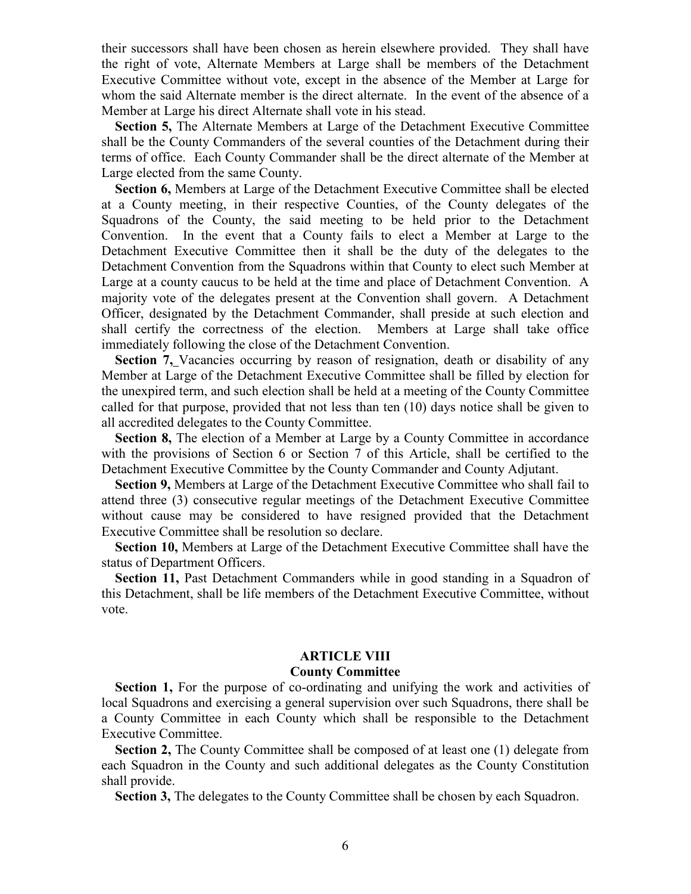their successors shall have been chosen as herein elsewhere provided. They shall have the right of vote, Alternate Members at Large shall be members of the Detachment Executive Committee without vote, except in the absence of the Member at Large for whom the said Alternate member is the direct alternate. In the event of the absence of a Member at Large his direct Alternate shall vote in his stead.

**Section 5,** The Alternate Members at Large of the Detachment Executive Committee shall be the County Commanders of the several counties of the Detachment during their terms of office. Each County Commander shall be the direct alternate of the Member at Large elected from the same County.

**Section 6,** Members at Large of the Detachment Executive Committee shall be elected at a County meeting, in their respective Counties, of the County delegates of the Squadrons of the County, the said meeting to be held prior to the Detachment Convention. In the event that a County fails to elect a Member at Large to the Detachment Executive Committee then it shall be the duty of the delegates to the Detachment Convention from the Squadrons within that County to elect such Member at Large at a county caucus to be held at the time and place of Detachment Convention. A majority vote of the delegates present at the Convention shall govern. A Detachment Officer, designated by the Detachment Commander, shall preside at such election and shall certify the correctness of the election. Members at Large shall take office immediately following the close of the Detachment Convention.

**Section 7,** Vacancies occurring by reason of resignation, death or disability of any Member at Large of the Detachment Executive Committee shall be filled by election for the unexpired term, and such election shall be held at a meeting of the County Committee called for that purpose, provided that not less than ten (10) days notice shall be given to all accredited delegates to the County Committee.

**Section 8,** The election of a Member at Large by a County Committee in accordance with the provisions of Section 6 or Section 7 of this Article, shall be certified to the Detachment Executive Committee by the County Commander and County Adjutant.

**Section 9,** Members at Large of the Detachment Executive Committee who shall fail to attend three (3) consecutive regular meetings of the Detachment Executive Committee without cause may be considered to have resigned provided that the Detachment Executive Committee shall be resolution so declare.

**Section 10,** Members at Large of the Detachment Executive Committee shall have the status of Department Officers.

**Section 11,** Past Detachment Commanders while in good standing in a Squadron of this Detachment, shall be life members of the Detachment Executive Committee, without vote.

## ARTICLE VIII
### County Committee

**Section 1,** For the purpose of co-ordinating and unifying the work and activities of local Squadrons and exercising a general supervision over such Squadrons, there shall be a County Committee in each County which shall be responsible to the Detachment Executive Committee.

**Section 2,** The County Committee shall be composed of at least one (1) delegate from each Squadron in the County and such additional delegates as the County Constitution shall provide.

**Section 3,** The delegates to the County Committee shall be chosen by each Squadron.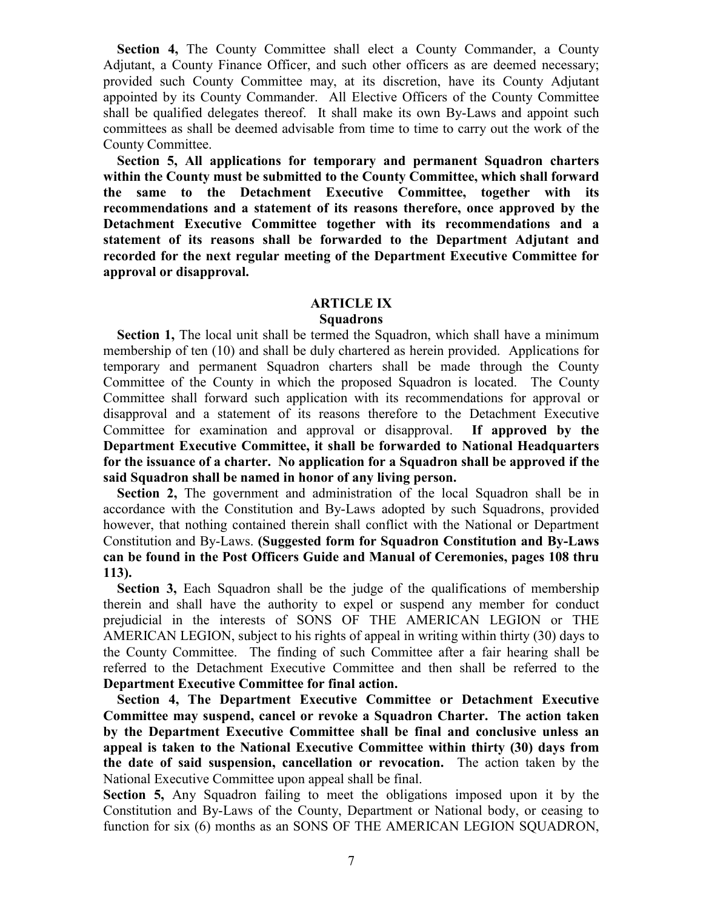**Section 4,** The County Committee shall elect a County Commander, a County Adjutant, a County Finance Officer, and such other officers as are deemed necessary; provided such County Committee may, at its discretion, have its County Adjutant appointed by its County Commander. All Elective Officers of the County Committee shall be qualified delegates thereof. It shall make its own By-Laws and appoint such committees as shall be deemed advisable from time to time to carry out the work of the County Committee.

**Section 5, All applications for temporary and permanent Squadron charters within the County must be submitted to the County Committee, which shall forward the same to the Detachment Executive Committee, together with its recommendations and a statement of its reasons therefore, once approved by the Detachment Executive Committee together with its recommendations and a statement of its reasons shall be forwarded to the Department Adjutant and recorded for the next regular meeting of the Department Executive Committee for approval or disapproval.**

## ARTICLE IX
### Squadrons

**Section 1,** The local unit shall be termed the Squadron, which shall have a minimum membership of ten (10) and shall be duly chartered as herein provided. Applications for temporary and permanent Squadron charters shall be made through the County Committee of the County in which the proposed Squadron is located. The County Committee shall forward such application with its recommendations for approval or disapproval and a statement of its reasons therefore to the Detachment Executive Committee for examination and approval or disapproval. **If approved by the Department Executive Committee, it shall be forwarded to National Headquarters for the issuance of a charter. No application for a Squadron shall be approved if the said Squadron shall be named in honor of any living person.**

**Section 2,** The government and administration of the local Squadron shall be in accordance with the Constitution and By-Laws adopted by such Squadrons, provided however, that nothing contained therein shall conflict with the National or Department Constitution and By-Laws. **(Suggested form for Squadron Constitution and By-Laws can be found in the Post Officers Guide and Manual of Ceremonies, pages 108 thru 113).**

**Section 3,** Each Squadron shall be the judge of the qualifications of membership therein and shall have the authority to expel or suspend any member for conduct prejudicial in the interests of SONS OF THE AMERICAN LEGION or THE AMERICAN LEGION, subject to his rights of appeal in writing within thirty (30) days to the County Committee. The finding of such Committee after a fair hearing shall be referred to the Detachment Executive Committee and then shall be referred to the **Department Executive Committee for final action.**

**Section 4, The Department Executive Committee or Detachment Executive Committee may suspend, cancel or revoke a Squadron Charter. The action taken by the Department Executive Committee shall be final and conclusive unless an appeal is taken to the National Executive Committee within thirty (30) days from the date of said suspension, cancellation or revocation.** The action taken by the National Executive Committee upon appeal shall be final.

**Section 5,** Any Squadron failing to meet the obligations imposed upon it by the Constitution and By-Laws of the County, Department or National body, or ceasing to function for six (6) months as an SONS OF THE AMERICAN LEGION SQUADRON,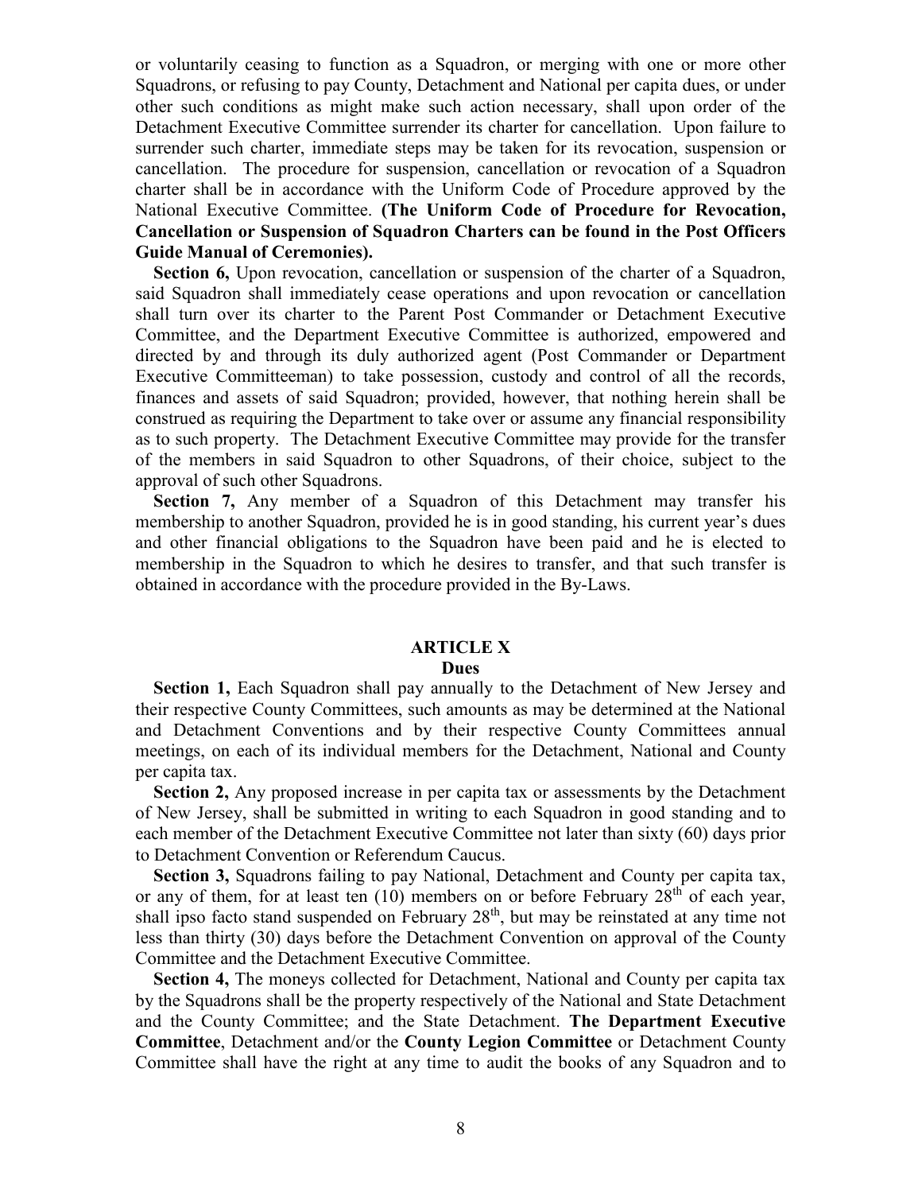or voluntarily ceasing to function as a Squadron, or merging with one or more other Squadrons, or refusing to pay County, Detachment and National per capita dues, or under other such conditions as might make such action necessary, shall upon order of the Detachment Executive Committee surrender its charter for cancellation. Upon failure to surrender such charter, immediate steps may be taken for its revocation, suspension or cancellation. The procedure for suspension, cancellation or revocation of a Squadron charter shall be in accordance with the Uniform Code of Procedure approved by the National Executive Committee. **(The Uniform Code of Procedure for Revocation, Cancellation or Suspension of Squadron Charters can be found in the Post Officers Guide Manual of Ceremonies).**

**Section 6,** Upon revocation, cancellation or suspension of the charter of a Squadron, said Squadron shall immediately cease operations and upon revocation or cancellation shall turn over its charter to the Parent Post Commander or Detachment Executive Committee, and the Department Executive Committee is authorized, empowered and directed by and through its duly authorized agent (Post Commander or Department Executive Committeeman) to take possession, custody and control of all the records, finances and assets of said Squadron; provided, however, that nothing herein shall be construed as requiring the Department to take over or assume any financial responsibility as to such property. The Detachment Executive Committee may provide for the transfer of the members in said Squadron to other Squadrons, of their choice, subject to the approval of such other Squadrons.

**Section 7,** Any member of a Squadron of this Detachment may transfer his membership to another Squadron, provided he is in good standing, his current year's dues and other financial obligations to the Squadron have been paid and he is elected to membership in the Squadron to which he desires to transfer, and that such transfer is obtained in accordance with the procedure provided in the By-Laws.

## ARTICLE X

### Dues

**Section 1,** Each Squadron shall pay annually to the Detachment of New Jersey and their respective County Committees, such amounts as may be determined at the National and Detachment Conventions and by their respective County Committees annual meetings, on each of its individual members for the Detachment, National and County per capita tax.

**Section 2,** Any proposed increase in per capita tax or assessments by the Detachment of New Jersey, shall be submitted in writing to each Squadron in good standing and to each member of the Detachment Executive Committee not later than sixty (60) days prior to Detachment Convention or Referendum Caucus.

**Section 3,** Squadrons failing to pay National, Detachment and County per capita tax, or any of them, for at least ten (10) members on or before February 28th of each year, shall ipso facto stand suspended on February 28th, but may be reinstated at any time not less than thirty (30) days before the Detachment Convention on approval of the County Committee and the Detachment Executive Committee.

**Section 4,** The moneys collected for Detachment, National and County per capita tax by the Squadrons shall be the property respectively of the National and State Detachment and the County Committee; and the State Detachment. **The Department Executive Committee**, Detachment and/or the **County Legion Committee** or Detachment County Committee shall have the right at any time to audit the books of any Squadron and to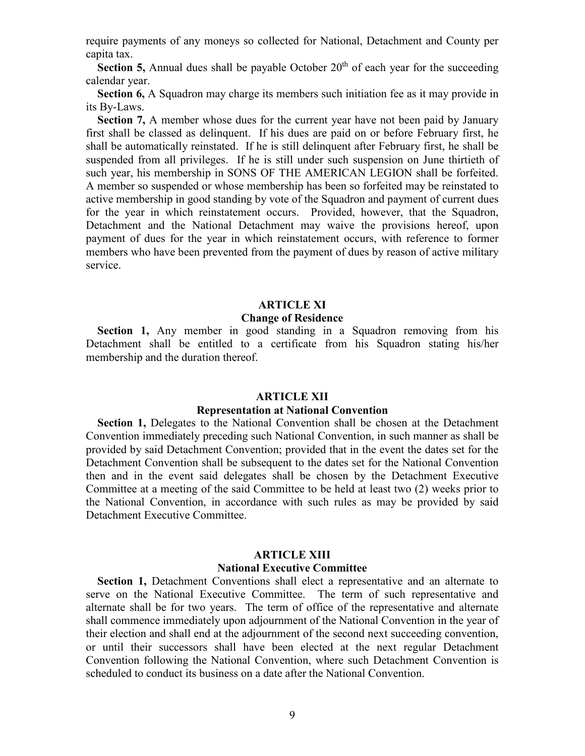require payments of any moneys so collected for National, Detachment and County per capita tax.

**Section 5,** Annual dues shall be payable October 20th of each year for the succeeding calendar year.

**Section 6,** A Squadron may charge its members such initiation fee as it may provide in its By-Laws.

**Section 7,** A member whose dues for the current year have not been paid by January first shall be classed as delinquent. If his dues are paid on or before February first, he shall be automatically reinstated. If he is still delinquent after February first, he shall be suspended from all privileges. If he is still under such suspension on June thirtieth of such year, his membership in SONS OF THE AMERICAN LEGION shall be forfeited. A member so suspended or whose membership has been so forfeited may be reinstated to active membership in good standing by vote of the Squadron and payment of current dues for the year in which reinstatement occurs. Provided, however, that the Squadron, Detachment and the National Detachment may waive the provisions hereof, upon payment of dues for the year in which reinstatement occurs, with reference to former members who have been prevented from the payment of dues by reason of active military service.

## ARTICLE XI
### Change of Residence

**Section 1,** Any member in good standing in a Squadron removing from his Detachment shall be entitled to a certificate from his Squadron stating his/her membership and the duration thereof.

## ARTICLE XII
### Representation at National Convention

**Section 1,** Delegates to the National Convention shall be chosen at the Detachment Convention immediately preceding such National Convention, in such manner as shall be provided by said Detachment Convention; provided that in the event the dates set for the Detachment Convention shall be subsequent to the dates set for the National Convention then and in the event said delegates shall be chosen by the Detachment Executive Committee at a meeting of the said Committee to be held at least two (2) weeks prior to the National Convention, in accordance with such rules as may be provided by said Detachment Executive Committee.

## ARTICLE XIII
### National Executive Committee

**Section 1,** Detachment Conventions shall elect a representative and an alternate to serve on the National Executive Committee. The term of such representative and alternate shall be for two years. The term of office of the representative and alternate shall commence immediately upon adjournment of the National Convention in the year of their election and shall end at the adjournment of the second next succeeding convention, or until their successors shall have been elected at the next regular Detachment Convention following the National Convention, where such Detachment Convention is scheduled to conduct its business on a date after the National Convention.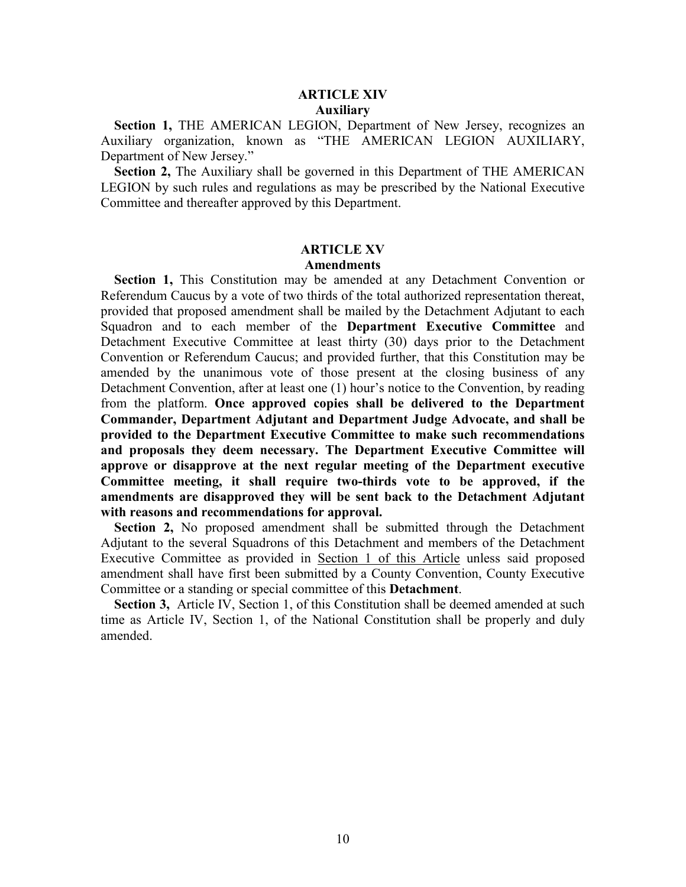## ARTICLE XIV
### Auxiliary

**Section 1,** THE AMERICAN LEGION, Department of New Jersey, recognizes an Auxiliary organization, known as "THE AMERICAN LEGION AUXILIARY, Department of New Jersey."

**Section 2,** The Auxiliary shall be governed in this Department of THE AMERICAN LEGION by such rules and regulations as may be prescribed by the National Executive Committee and thereafter approved by this Department.

## ARTICLE XV
### Amendments

**Section 1,** This Constitution may be amended at any Detachment Convention or Referendum Caucus by a vote of two thirds of the total authorized representation thereat, provided that proposed amendment shall be mailed by the Detachment Adjutant to each Squadron and to each member of the **Department Executive Committee** and Detachment Executive Committee at least thirty (30) days prior to the Detachment Convention or Referendum Caucus; and provided further, that this Constitution may be amended by the unanimous vote of those present at the closing business of any Detachment Convention, after at least one (1) hour's notice to the Convention, by reading from the platform. **Once approved copies shall be delivered to the Department Commander, Department Adjutant and Department Judge Advocate, and shall be provided to the Department Executive Committee to make such recommendations and proposals they deem necessary. The Department Executive Committee will approve or disapprove at the next regular meeting of the Department executive Committee meeting, it shall require two-thirds vote to be approved, if the amendments are disapproved they will be sent back to the Detachment Adjutant with reasons and recommendations for approval.**

**Section 2,** No proposed amendment shall be submitted through the Detachment Adjutant to the several Squadrons of this Detachment and members of the Detachment Executive Committee as provided in Section 1 of this Article unless said proposed amendment shall have first been submitted by a County Convention, County Executive Committee or a standing or special committee of this **Detachment**.

**Section 3,** Article IV, Section 1, of this Constitution shall be deemed amended at such time as Article IV, Section 1, of the National Constitution shall be properly and duly amended.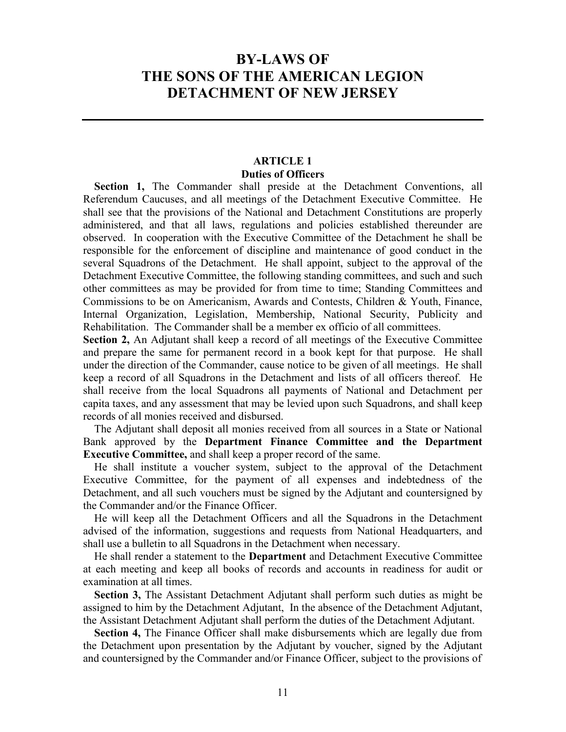# BY-LAWS OF THE SONS OF THE AMERICAN LEGION DETACHMENT OF NEW JERSEY

---

### ARTICLE 1
### Duties of Officers

**Section 1,** The Commander shall preside at the Detachment Conventions, all Referendum Caucuses, and all meetings of the Detachment Executive Committee. He shall see that the provisions of the National and Detachment Constitutions are properly administered, and that all laws, regulations and policies established thereunder are observed. In cooperation with the Executive Committee of the Detachment he shall be responsible for the enforcement of discipline and maintenance of good conduct in the several Squadrons of the Detachment. He shall appoint, subject to the approval of the Detachment Executive Committee, the following standing committees, and such and such other committees as may be provided for from time to time; Standing Committees and Commissions to be on Americanism, Awards and Contests, Children & Youth, Finance, Internal Organization, Legislation, Membership, National Security, Publicity and Rehabilitation. The Commander shall be a member ex officio of all committees.

**Section 2,** An Adjutant shall keep a record of all meetings of the Executive Committee and prepare the same for permanent record in a book kept for that purpose. He shall under the direction of the Commander, cause notice to be given of all meetings. He shall keep a record of all Squadrons in the Detachment and lists of all officers thereof. He shall receive from the local Squadrons all payments of National and Detachment per capita taxes, and any assessment that may be levied upon such Squadrons, and shall keep records of all monies received and disbursed.

The Adjutant shall deposit all monies received from all sources in a State or National Bank approved by the **Department Finance Committee and the Department Executive Committee,** and shall keep a proper record of the same.

He shall institute a voucher system, subject to the approval of the Detachment Executive Committee, for the payment of all expenses and indebtedness of the Detachment, and all such vouchers must be signed by the Adjutant and countersigned by the Commander and/or the Finance Officer.

He will keep all the Detachment Officers and all the Squadrons in the Detachment advised of the information, suggestions and requests from National Headquarters, and shall use a bulletin to all Squadrons in the Detachment when necessary.

He shall render a statement to the **Department** and Detachment Executive Committee at each meeting and keep all books of records and accounts in readiness for audit or examination at all times.

**Section 3,** The Assistant Detachment Adjutant shall perform such duties as might be assigned to him by the Detachment Adjutant, In the absence of the Detachment Adjutant, the Assistant Detachment Adjutant shall perform the duties of the Detachment Adjutant.

**Section 4,** The Finance Officer shall make disbursements which are legally due from the Detachment upon presentation by the Adjutant by voucher, signed by the Adjutant and countersigned by the Commander and/or Finance Officer, subject to the provisions of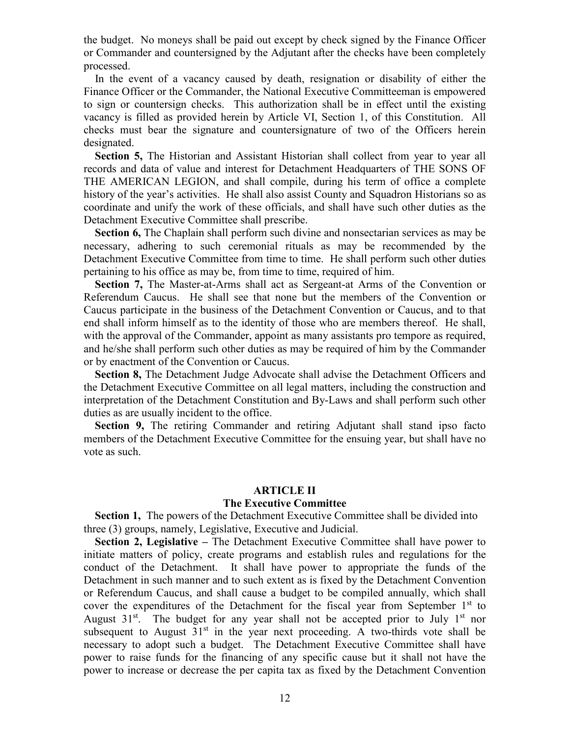the budget. No moneys shall be paid out except by check signed by the Finance Officer or Commander and countersigned by the Adjutant after the checks have been completely processed.

In the event of a vacancy caused by death, resignation or disability of either the Finance Officer or the Commander, the National Executive Committeeman is empowered to sign or countersign checks. This authorization shall be in effect until the existing vacancy is filled as provided herein by Article VI, Section 1, of this Constitution. All checks must bear the signature and countersignature of two of the Officers herein designated.

**Section 5,** The Historian and Assistant Historian shall collect from year to year all records and data of value and interest for Detachment Headquarters of THE SONS OF THE AMERICAN LEGION, and shall compile, during his term of office a complete history of the year's activities. He shall also assist County and Squadron Historians so as coordinate and unify the work of these officials, and shall have such other duties as the Detachment Executive Committee shall prescribe.

**Section 6,** The Chaplain shall perform such divine and nonsectarian services as may be necessary, adhering to such ceremonial rituals as may be recommended by the Detachment Executive Committee from time to time. He shall perform such other duties pertaining to his office as may be, from time to time, required of him.

**Section 7,** The Master-at-Arms shall act as Sergeant-at Arms of the Convention or Referendum Caucus. He shall see that none but the members of the Convention or Caucus participate in the business of the Detachment Convention or Caucus, and to that end shall inform himself as to the identity of those who are members thereof. He shall, with the approval of the Commander, appoint as many assistants pro tempore as required, and he/she shall perform such other duties as may be required of him by the Commander or by enactment of the Convention or Caucus.

**Section 8,** The Detachment Judge Advocate shall advise the Detachment Officers and the Detachment Executive Committee on all legal matters, including the construction and interpretation of the Detachment Constitution and By-Laws and shall perform such other duties as are usually incident to the office.

**Section 9,** The retiring Commander and retiring Adjutant shall stand ipso facto members of the Detachment Executive Committee for the ensuing year, but shall have no vote as such.

## ARTICLE II
## The Executive Committee

**Section 1,** The powers of the Detachment Executive Committee shall be divided into three (3) groups, namely, Legislative, Executive and Judicial.

**Section 2, Legislative –** The Detachment Executive Committee shall have power to initiate matters of policy, create programs and establish rules and regulations for the conduct of the Detachment. It shall have power to appropriate the funds of the Detachment in such manner and to such extent as is fixed by the Detachment Convention or Referendum Caucus, and shall cause a budget to be compiled annually, which shall cover the expenditures of the Detachment for the fiscal year from September 1st to August 31st. The budget for any year shall not be accepted prior to July 1st nor subsequent to August 31st in the year next proceeding. A two-thirds vote shall be necessary to adopt such a budget. The Detachment Executive Committee shall have power to raise funds for the financing of any specific cause but it shall not have the power to increase or decrease the per capita tax as fixed by the Detachment Convention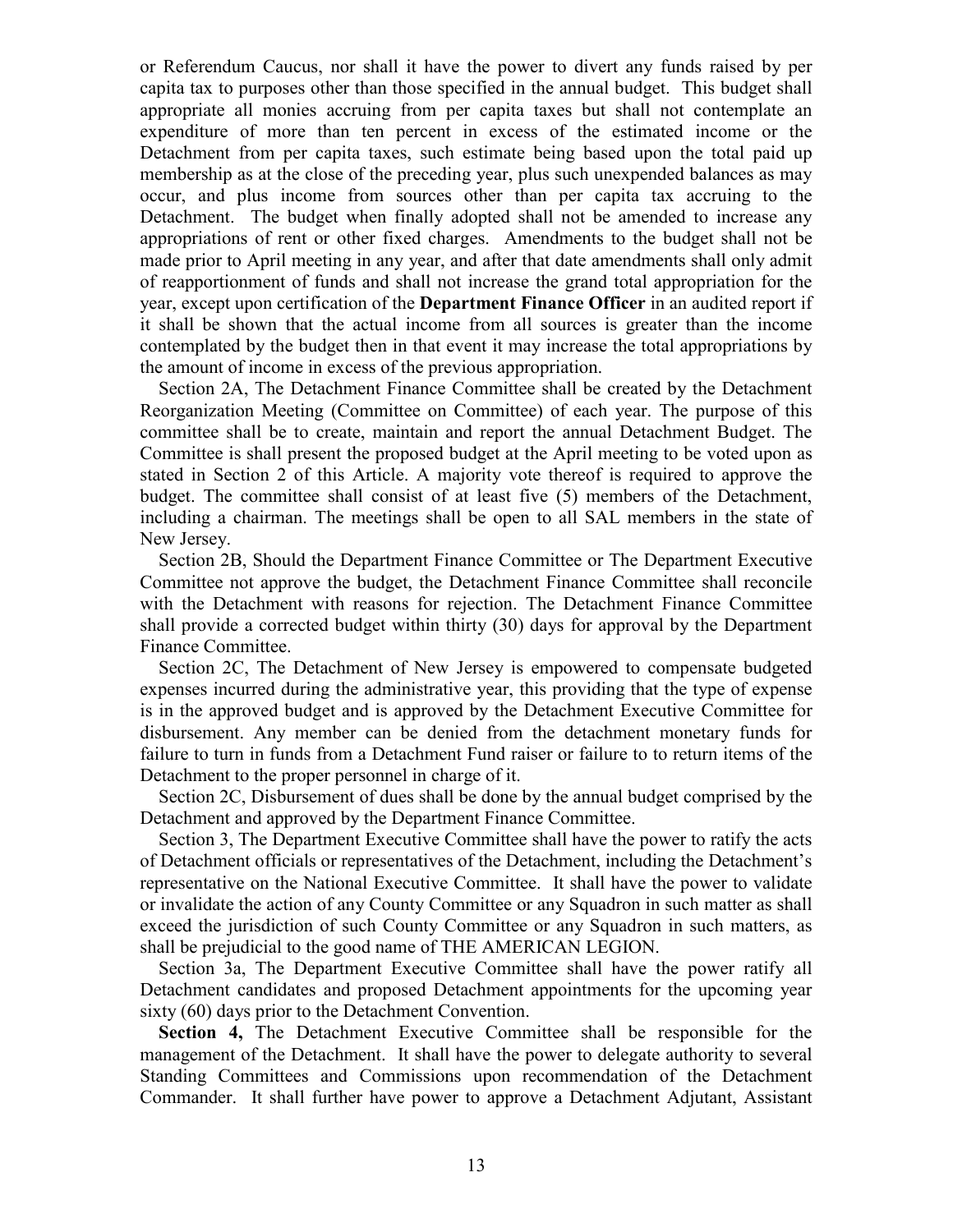or Referendum Caucus, nor shall it have the power to divert any funds raised by per capita tax to purposes other than those specified in the annual budget. This budget shall appropriate all monies accruing from per capita taxes but shall not contemplate an expenditure of more than ten percent in excess of the estimated income or the Detachment from per capita taxes, such estimate being based upon the total paid up membership as at the close of the preceding year, plus such unexpended balances as may occur, and plus income from sources other than per capita tax accruing to the Detachment. The budget when finally adopted shall not be amended to increase any appropriations of rent or other fixed charges. Amendments to the budget shall not be made prior to April meeting in any year, and after that date amendments shall only admit of reapportionment of funds and shall not increase the grand total appropriation for the year, except upon certification of the **Department Finance Officer** in an audited report if it shall be shown that the actual income from all sources is greater than the income contemplated by the budget then in that event it may increase the total appropriations by the amount of income in excess of the previous appropriation.

Section 2A, The Detachment Finance Committee shall be created by the Detachment Reorganization Meeting (Committee on Committee) of each year. The purpose of this committee shall be to create, maintain and report the annual Detachment Budget. The Committee is shall present the proposed budget at the April meeting to be voted upon as stated in Section 2 of this Article. A majority vote thereof is required to approve the budget. The committee shall consist of at least five (5) members of the Detachment, including a chairman. The meetings shall be open to all SAL members in the state of New Jersey.

Section 2B, Should the Department Finance Committee or The Department Executive Committee not approve the budget, the Detachment Finance Committee shall reconcile with the Detachment with reasons for rejection. The Detachment Finance Committee shall provide a corrected budget within thirty (30) days for approval by the Department Finance Committee.

Section 2C, The Detachment of New Jersey is empowered to compensate budgeted expenses incurred during the administrative year, this providing that the type of expense is in the approved budget and is approved by the Detachment Executive Committee for disbursement. Any member can be denied from the detachment monetary funds for failure to turn in funds from a Detachment Fund raiser or failure to to return items of the Detachment to the proper personnel in charge of it.

Section 2C, Disbursement of dues shall be done by the annual budget comprised by the Detachment and approved by the Department Finance Committee.

Section 3, The Department Executive Committee shall have the power to ratify the acts of Detachment officials or representatives of the Detachment, including the Detachment's representative on the National Executive Committee. It shall have the power to validate or invalidate the action of any County Committee or any Squadron in such matter as shall exceed the jurisdiction of such County Committee or any Squadron in such matters, as shall be prejudicial to the good name of THE AMERICAN LEGION.

Section 3a, The Department Executive Committee shall have the power ratify all Detachment candidates and proposed Detachment appointments for the upcoming year sixty (60) days prior to the Detachment Convention.

**Section 4,** The Detachment Executive Committee shall be responsible for the management of the Detachment. It shall have the power to delegate authority to several Standing Committees and Commissions upon recommendation of the Detachment Commander. It shall further have power to approve a Detachment Adjutant, Assistant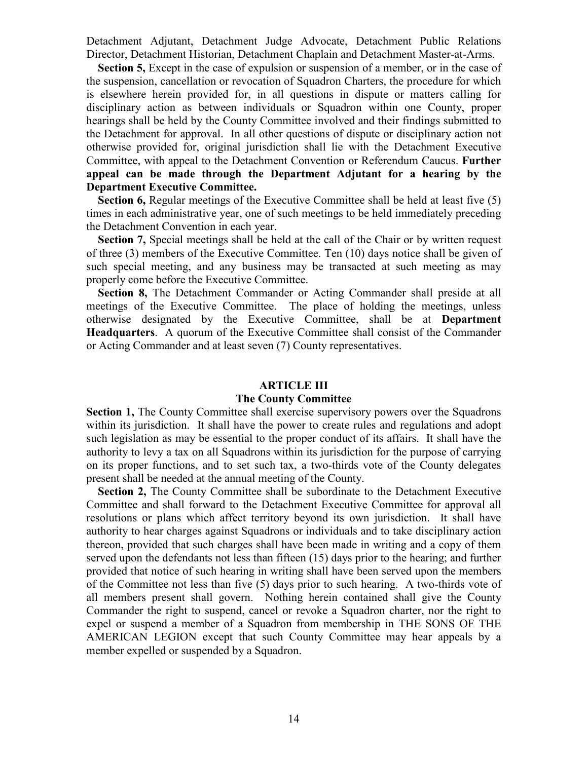Detachment Adjutant, Detachment Judge Advocate, Detachment Public Relations Director, Detachment Historian, Detachment Chaplain and Detachment Master-at-Arms.

**Section 5,** Except in the case of expulsion or suspension of a member, or in the case of the suspension, cancellation or revocation of Squadron Charters, the procedure for which is elsewhere herein provided for, in all questions in dispute or matters calling for disciplinary action as between individuals or Squadron within one County, proper hearings shall be held by the County Committee involved and their findings submitted to the Detachment for approval. In all other questions of dispute or disciplinary action not otherwise provided for, original jurisdiction shall lie with the Detachment Executive Committee, with appeal to the Detachment Convention or Referendum Caucus. **Further appeal can be made through the Department Adjutant for a hearing by the Department Executive Committee.**

**Section 6,** Regular meetings of the Executive Committee shall be held at least five (5) times in each administrative year, one of such meetings to be held immediately preceding the Detachment Convention in each year.

**Section 7,** Special meetings shall be held at the call of the Chair or by written request of three (3) members of the Executive Committee. Ten (10) days notice shall be given of such special meeting, and any business may be transacted at such meeting as may properly come before the Executive Committee.

**Section 8,** The Detachment Commander or Acting Commander shall preside at all meetings of the Executive Committee. The place of holding the meetings, unless otherwise designated by the Executive Committee, shall be at **Department Headquarters**. A quorum of the Executive Committee shall consist of the Commander or Acting Commander and at least seven (7) County representatives.

## ARTICLE III
## The County Committee

**Section 1,** The County Committee shall exercise supervisory powers over the Squadrons within its jurisdiction. It shall have the power to create rules and regulations and adopt such legislation as may be essential to the proper conduct of its affairs. It shall have the authority to levy a tax on all Squadrons within its jurisdiction for the purpose of carrying on its proper functions, and to set such tax, a two-thirds vote of the County delegates present shall be needed at the annual meeting of the County.

**Section 2,** The County Committee shall be subordinate to the Detachment Executive Committee and shall forward to the Detachment Executive Committee for approval all resolutions or plans which affect territory beyond its own jurisdiction. It shall have authority to hear charges against Squadrons or individuals and to take disciplinary action thereon, provided that such charges shall have been made in writing and a copy of them served upon the defendants not less than fifteen (15) days prior to the hearing; and further provided that notice of such hearing in writing shall have been served upon the members of the Committee not less than five (5) days prior to such hearing. A two-thirds vote of all members present shall govern. Nothing herein contained shall give the County Commander the right to suspend, cancel or revoke a Squadron charter, nor the right to expel or suspend a member of a Squadron from membership in THE SONS OF THE AMERICAN LEGION except that such County Committee may hear appeals by a member expelled or suspended by a Squadron.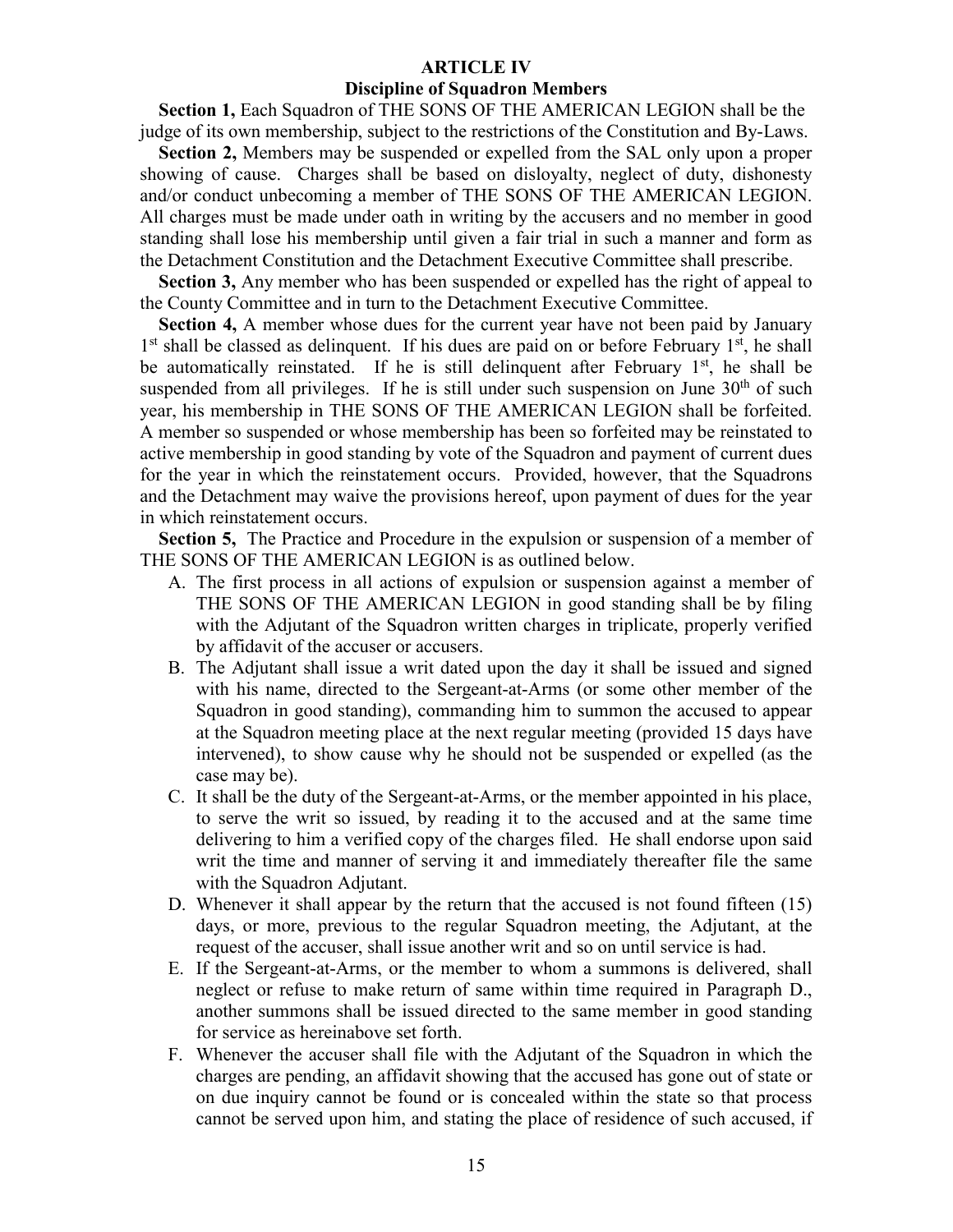## ARTICLE IV
### Discipline of Squadron Members

**Section 1,** Each Squadron of THE SONS OF THE AMERICAN LEGION shall be the judge of its own membership, subject to the restrictions of the Constitution and By-Laws.

**Section 2,** Members may be suspended or expelled from the SAL only upon a proper showing of cause. Charges shall be based on disloyalty, neglect of duty, dishonesty and/or conduct unbecoming a member of THE SONS OF THE AMERICAN LEGION. All charges must be made under oath in writing by the accusers and no member in good standing shall lose his membership until given a fair trial in such a manner and form as the Detachment Constitution and the Detachment Executive Committee shall prescribe.

**Section 3,** Any member who has been suspended or expelled has the right of appeal to the County Committee and in turn to the Detachment Executive Committee.

**Section 4,** A member whose dues for the current year have not been paid by January 1st shall be classed as delinquent. If his dues are paid on or before February 1st, he shall be automatically reinstated. If he is still delinquent after February 1st, he shall be suspended from all privileges. If he is still under such suspension on June 30th of such year, his membership in THE SONS OF THE AMERICAN LEGION shall be forfeited. A member so suspended or whose membership has been so forfeited may be reinstated to active membership in good standing by vote of the Squadron and payment of current dues for the year in which the reinstatement occurs. Provided, however, that the Squadrons and the Detachment may waive the provisions hereof, upon payment of dues for the year in which reinstatement occurs.

**Section 5,** The Practice and Procedure in the expulsion or suspension of a member of THE SONS OF THE AMERICAN LEGION is as outlined below.

A. The first process in all actions of expulsion or suspension against a member of THE SONS OF THE AMERICAN LEGION in good standing shall be by filing with the Adjutant of the Squadron written charges in triplicate, properly verified by affidavit of the accuser or accusers.

B. The Adjutant shall issue a writ dated upon the day it shall be issued and signed with his name, directed to the Sergeant-at-Arms (or some other member of the Squadron in good standing), commanding him to summon the accused to appear at the Squadron meeting place at the next regular meeting (provided 15 days have intervened), to show cause why he should not be suspended or expelled (as the case may be).

C. It shall be the duty of the Sergeant-at-Arms, or the member appointed in his place, to serve the writ so issued, by reading it to the accused and at the same time delivering to him a verified copy of the charges filed. He shall endorse upon said writ the time and manner of serving it and immediately thereafter file the same with the Squadron Adjutant.

D. Whenever it shall appear by the return that the accused is not found fifteen (15) days, or more, previous to the regular Squadron meeting, the Adjutant, at the request of the accuser, shall issue another writ and so on until service is had.

E. If the Sergeant-at-Arms, or the member to whom a summons is delivered, shall neglect or refuse to make return of same within time required in Paragraph D., another summons shall be issued directed to the same member in good standing for service as hereinabove set forth.

F. Whenever the accuser shall file with the Adjutant of the Squadron in which the charges are pending, an affidavit showing that the accused has gone out of state or on due inquiry cannot be found or is concealed within the state so that process cannot be served upon him, and stating the place of residence of such accused, if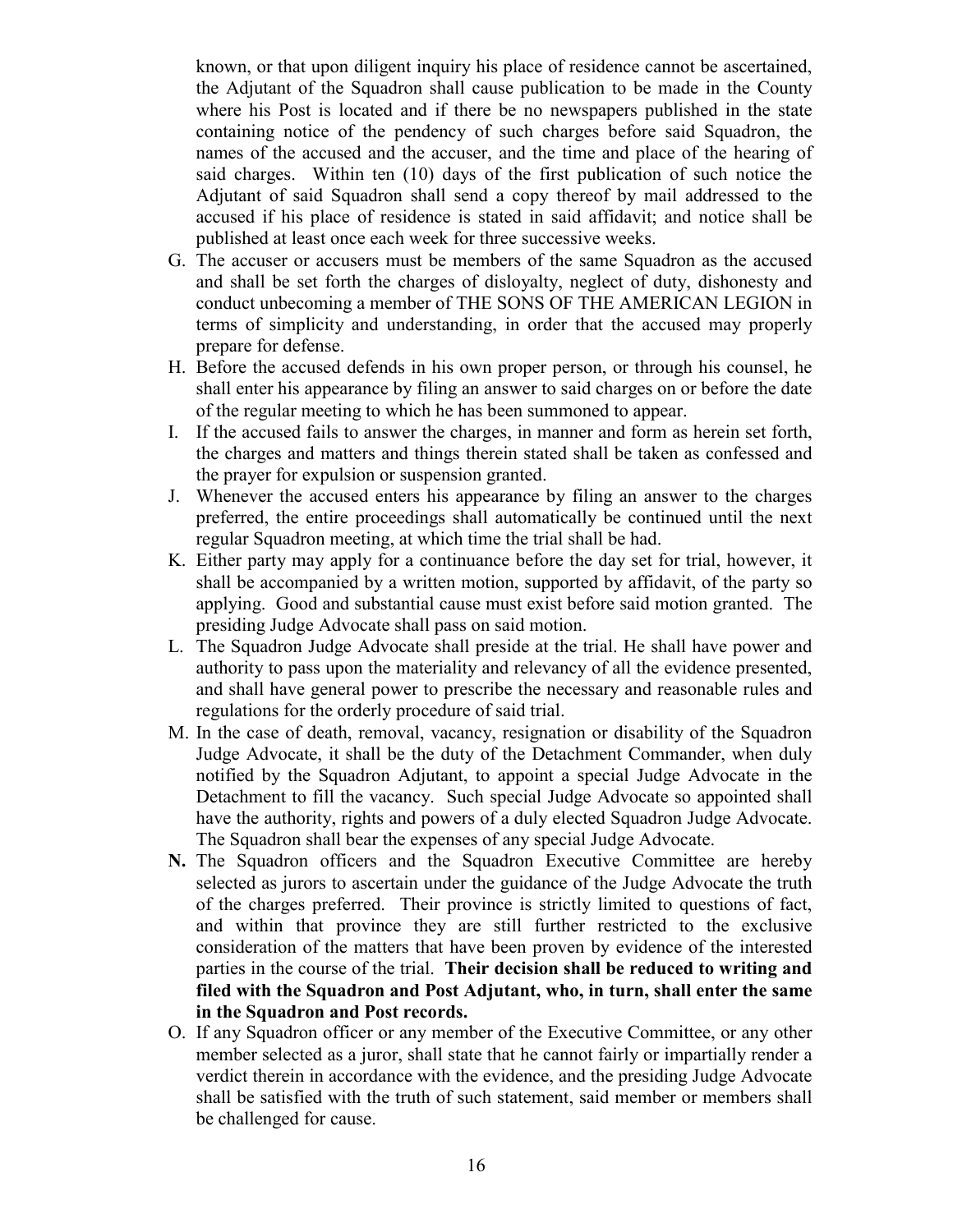known, or that upon diligent inquiry his place of residence cannot be ascertained, the Adjutant of the Squadron shall cause publication to be made in the County where his Post is located and if there be no newspapers published in the state containing notice of the pendency of such charges before said Squadron, the names of the accused and the accuser, and the time and place of the hearing of said charges. Within ten (10) days of the first publication of such notice the Adjutant of said Squadron shall send a copy thereof by mail addressed to the accused if his place of residence is stated in said affidavit; and notice shall be published at least once each week for three successive weeks.

G. The accuser or accusers must be members of the same Squadron as the accused and shall be set forth the charges of disloyalty, neglect of duty, dishonesty and conduct unbecoming a member of THE SONS OF THE AMERICAN LEGION in terms of simplicity and understanding, in order that the accused may properly prepare for defense.

H. Before the accused defends in his own proper person, or through his counsel, he shall enter his appearance by filing an answer to said charges on or before the date of the regular meeting to which he has been summoned to appear.

I. If the accused fails to answer the charges, in manner and form as herein set forth, the charges and matters and things therein stated shall be taken as confessed and the prayer for expulsion or suspension granted.

J. Whenever the accused enters his appearance by filing an answer to the charges preferred, the entire proceedings shall automatically be continued until the next regular Squadron meeting, at which time the trial shall be had.

K. Either party may apply for a continuance before the day set for trial, however, it shall be accompanied by a written motion, supported by affidavit, of the party so applying. Good and substantial cause must exist before said motion granted. The presiding Judge Advocate shall pass on said motion.

L. The Squadron Judge Advocate shall preside at the trial. He shall have power and authority to pass upon the materiality and relevancy of all the evidence presented, and shall have general power to prescribe the necessary and reasonable rules and regulations for the orderly procedure of said trial.

M. In the case of death, removal, vacancy, resignation or disability of the Squadron Judge Advocate, it shall be the duty of the Detachment Commander, when duly notified by the Squadron Adjutant, to appoint a special Judge Advocate in the Detachment to fill the vacancy. Such special Judge Advocate so appointed shall have the authority, rights and powers of a duly elected Squadron Judge Advocate. The Squadron shall bear the expenses of any special Judge Advocate.

**N.** The Squadron officers and the Squadron Executive Committee are hereby selected as jurors to ascertain under the guidance of the Judge Advocate the truth of the charges preferred. Their province is strictly limited to questions of fact, and within that province they are still further restricted to the exclusive consideration of the matters that have been proven by evidence of the interested parties in the course of the trial. **Their decision shall be reduced to writing and filed with the Squadron and Post Adjutant, who, in turn, shall enter the same in the Squadron and Post records.**

O. If any Squadron officer or any member of the Executive Committee, or any other member selected as a juror, shall state that he cannot fairly or impartially render a verdict therein in accordance with the evidence, and the presiding Judge Advocate shall be satisfied with the truth of such statement, said member or members shall be challenged for cause.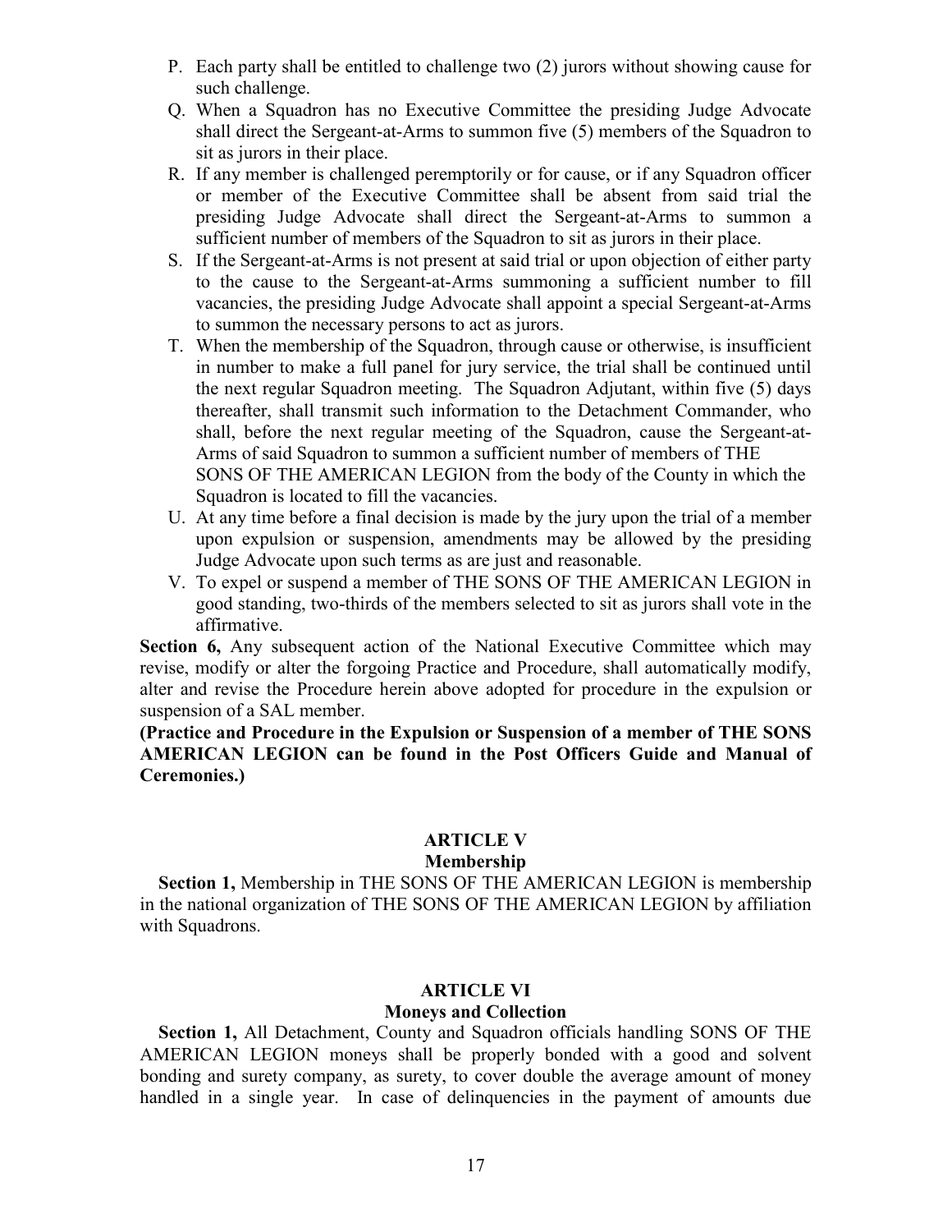P. Each party shall be entitled to challenge two (2) jurors without showing cause for such challenge.
Q. When a Squadron has no Executive Committee the presiding Judge Advocate shall direct the Sergeant-at-Arms to summon five (5) members of the Squadron to sit as jurors in their place.
R. If any member is challenged peremptorily or for cause, or if any Squadron officer or member of the Executive Committee shall be absent from said trial the presiding Judge Advocate shall direct the Sergeant-at-Arms to summon a sufficient number of members of the Squadron to sit as jurors in their place.
S. If the Sergeant-at-Arms is not present at said trial or upon objection of either party to the cause to the Sergeant-at-Arms summoning a sufficient number to fill vacancies, the presiding Judge Advocate shall appoint a special Sergeant-at-Arms to summon the necessary persons to act as jurors.
T. When the membership of the Squadron, through cause or otherwise, is insufficient in number to make a full panel for jury service, the trial shall be continued until the next regular Squadron meeting. The Squadron Adjutant, within five (5) days thereafter, shall transmit such information to the Detachment Commander, who shall, before the next regular meeting of the Squadron, cause the Sergeant-at-Arms of said Squadron to summon a sufficient number of members of THE SONS OF THE AMERICAN LEGION from the body of the County in which the Squadron is located to fill the vacancies.
U. At any time before a final decision is made by the jury upon the trial of a member upon expulsion or suspension, amendments may be allowed by the presiding Judge Advocate upon such terms as are just and reasonable.
V. To expel or suspend a member of THE SONS OF THE AMERICAN LEGION in good standing, two-thirds of the members selected to sit as jurors shall vote in the affirmative.

**Section 6,** Any subsequent action of the National Executive Committee which may revise, modify or alter the forgoing Practice and Procedure, shall automatically modify, alter and revise the Procedure herein above adopted for procedure in the expulsion or suspension of a SAL member.

**(Practice and Procedure in the Expulsion or Suspension of a member of THE SONS AMERICAN LEGION can be found in the Post Officers Guide and Manual of Ceremonies.)**

## ARTICLE V
### Membership

**Section 1,** Membership in THE SONS OF THE AMERICAN LEGION is membership in the national organization of THE SONS OF THE AMERICAN LEGION by affiliation with Squadrons.

## ARTICLE VI
### Moneys and Collection

**Section 1,** All Detachment, County and Squadron officials handling SONS OF THE AMERICAN LEGION moneys shall be properly bonded with a good and solvent bonding and surety company, as surety, to cover double the average amount of money handled in a single year. In case of delinquencies in the payment of amounts due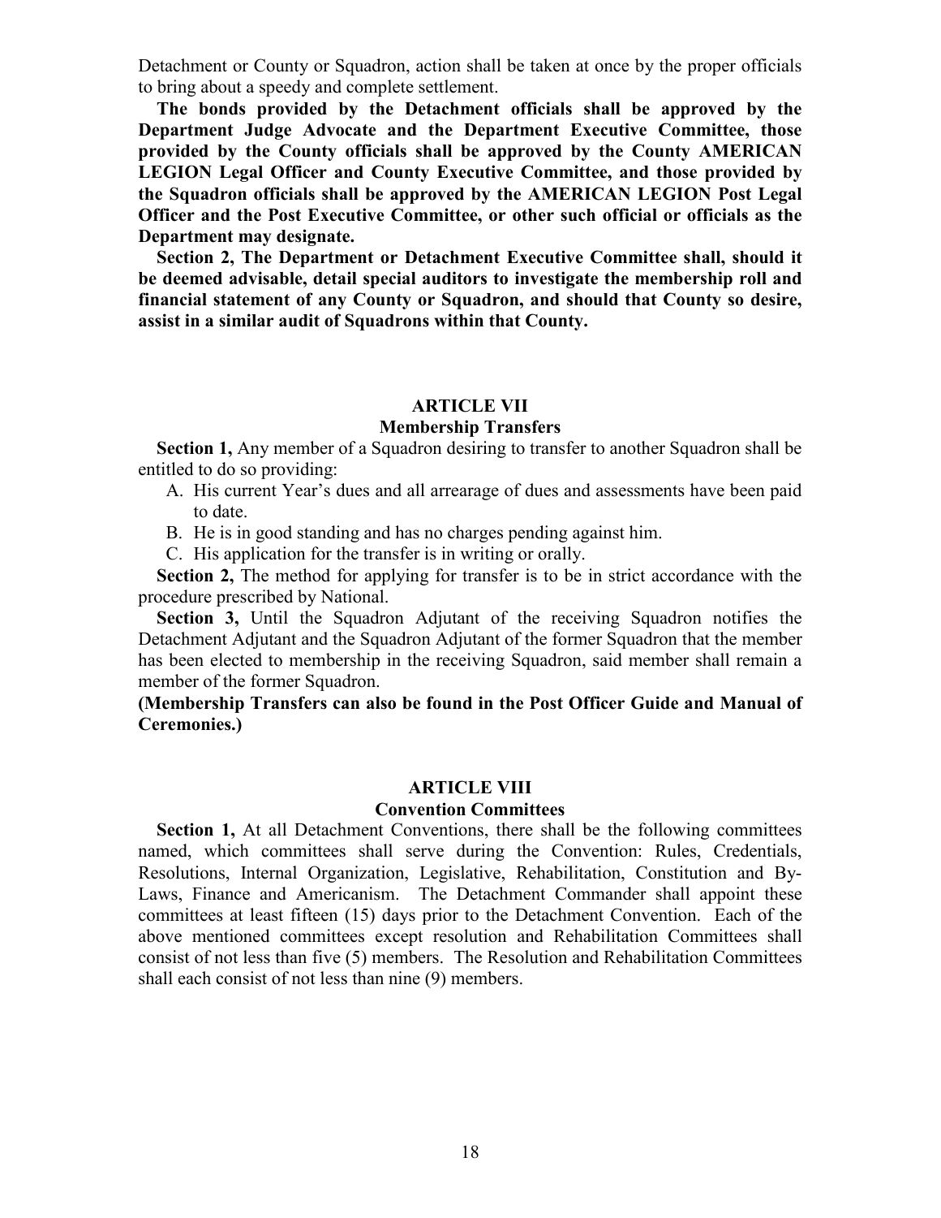Detachment or County or Squadron, action shall be taken at once by the proper officials to bring about a speedy and complete settlement.

**The bonds provided by the Detachment officials shall be approved by the Department Judge Advocate and the Department Executive Committee, those provided by the County officials shall be approved by the County AMERICAN LEGION Legal Officer and County Executive Committee, and those provided by the Squadron officials shall be approved by the AMERICAN LEGION Post Legal Officer and the Post Executive Committee, or other such official or officials as the Department may designate.**

**Section 2, The Department or Detachment Executive Committee shall, should it be deemed advisable, detail special auditors to investigate the membership roll and financial statement of any County or Squadron, and should that County so desire, assist in a similar audit of Squadrons within that County.**

## ARTICLE VII
### Membership Transfers

**Section 1,** Any member of a Squadron desiring to transfer to another Squadron shall be entitled to do so providing:

A. His current Year's dues and all arrearage of dues and assessments have been paid to date.
B. He is in good standing and has no charges pending against him.
C. His application for the transfer is in writing or orally.

**Section 2,** The method for applying for transfer is to be in strict accordance with the procedure prescribed by National.

**Section 3,** Until the Squadron Adjutant of the receiving Squadron notifies the Detachment Adjutant and the Squadron Adjutant of the former Squadron that the member has been elected to membership in the receiving Squadron, said member shall remain a member of the former Squadron.

**(Membership Transfers can also be found in the Post Officer Guide and Manual of Ceremonies.)**

## ARTICLE VIII
### Convention Committees

**Section 1,** At all Detachment Conventions, there shall be the following committees named, which committees shall serve during the Convention: Rules, Credentials, Resolutions, Internal Organization, Legislative, Rehabilitation, Constitution and By-Laws, Finance and Americanism. The Detachment Commander shall appoint these committees at least fifteen (15) days prior to the Detachment Convention. Each of the above mentioned committees except resolution and Rehabilitation Committees shall consist of not less than five (5) members. The Resolution and Rehabilitation Committees shall each consist of not less than nine (9) members.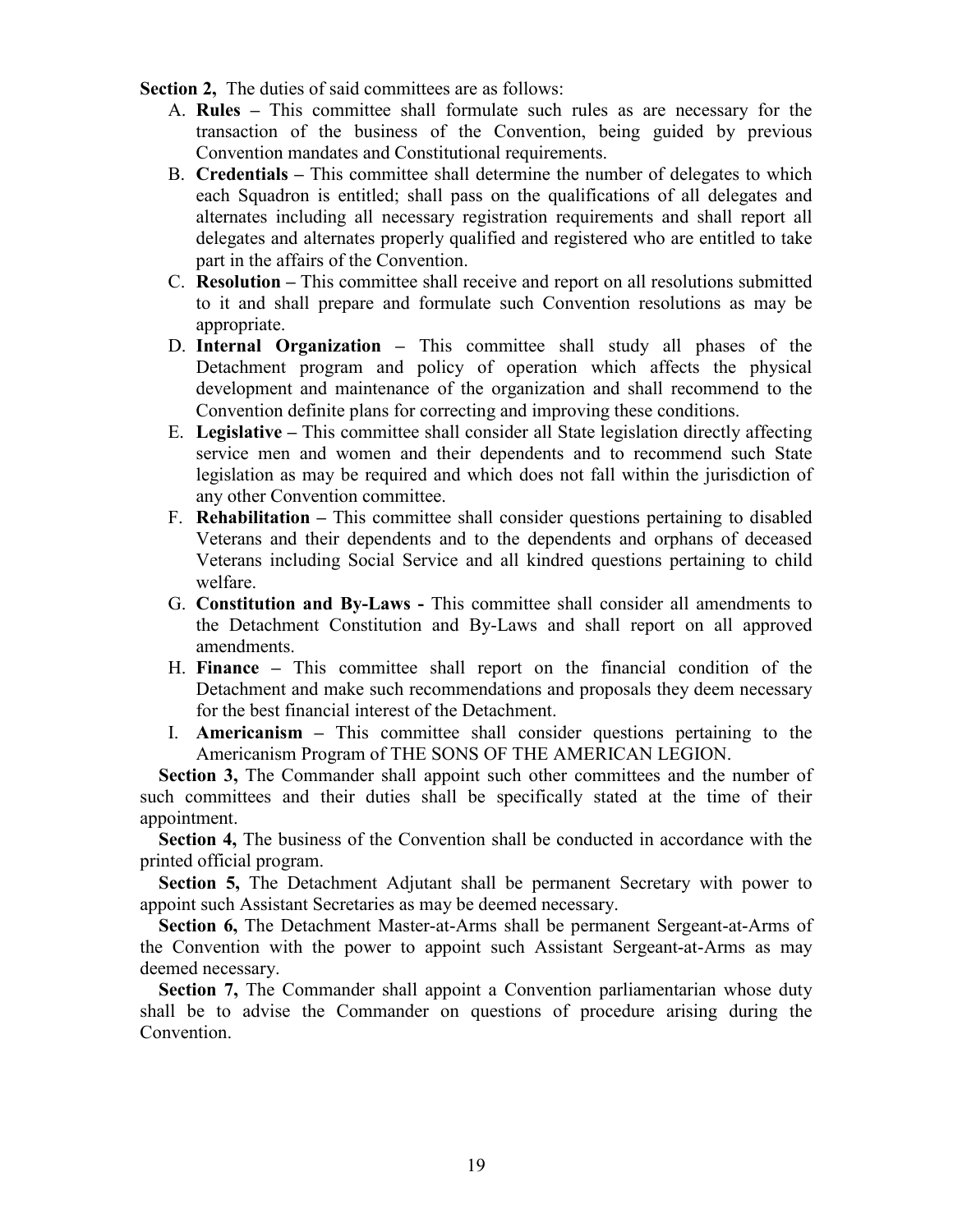**Section 2,** The duties of said committees are as follows:

A. **Rules –** This committee shall formulate such rules as are necessary for the transaction of the business of the Convention, being guided by previous Convention mandates and Constitutional requirements.
B. **Credentials –** This committee shall determine the number of delegates to which each Squadron is entitled; shall pass on the qualifications of all delegates and alternates including all necessary registration requirements and shall report all delegates and alternates properly qualified and registered who are entitled to take part in the affairs of the Convention.
C. **Resolution –** This committee shall receive and report on all resolutions submitted to it and shall prepare and formulate such Convention resolutions as may be appropriate.
D. **Internal Organization –** This committee shall study all phases of the Detachment program and policy of operation which affects the physical development and maintenance of the organization and shall recommend to the Convention definite plans for correcting and improving these conditions.
E. **Legislative –** This committee shall consider all State legislation directly affecting service men and women and their dependents and to recommend such State legislation as may be required and which does not fall within the jurisdiction of any other Convention committee.
F. **Rehabilitation –** This committee shall consider questions pertaining to disabled Veterans and their dependents and to the dependents and orphans of deceased Veterans including Social Service and all kindred questions pertaining to child welfare.
G. **Constitution and By-Laws -** This committee shall consider all amendments to the Detachment Constitution and By-Laws and shall report on all approved amendments.
H. **Finance –** This committee shall report on the financial condition of the Detachment and make such recommendations and proposals they deem necessary for the best financial interest of the Detachment.
I. **Americanism –** This committee shall consider questions pertaining to the Americanism Program of THE SONS OF THE AMERICAN LEGION.

**Section 3,** The Commander shall appoint such other committees and the number of such committees and their duties shall be specifically stated at the time of their appointment.

**Section 4,** The business of the Convention shall be conducted in accordance with the printed official program.

**Section 5,** The Detachment Adjutant shall be permanent Secretary with power to appoint such Assistant Secretaries as may be deemed necessary.

**Section 6,** The Detachment Master-at-Arms shall be permanent Sergeant-at-Arms of the Convention with the power to appoint such Assistant Sergeant-at-Arms as may deemed necessary.

**Section 7,** The Commander shall appoint a Convention parliamentarian whose duty shall be to advise the Commander on questions of procedure arising during the Convention.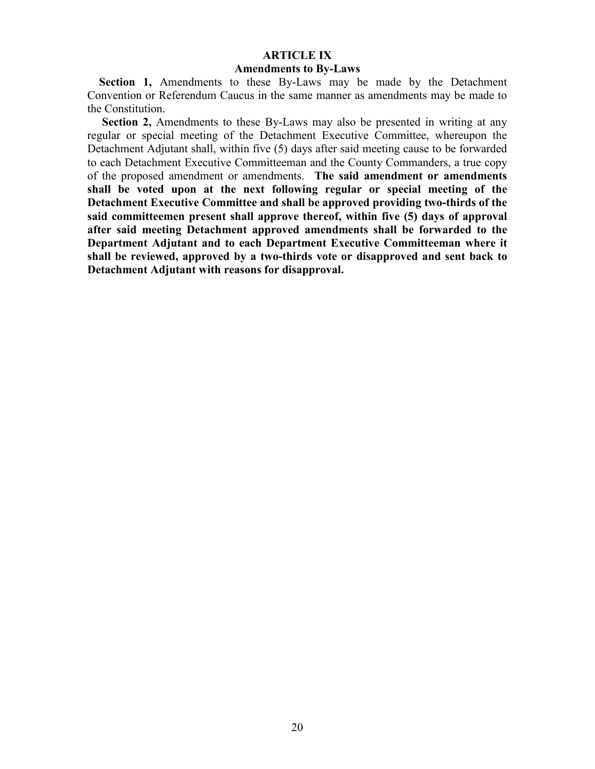## ARTICLE IX
### Amendments to By-Laws

**Section 1,** Amendments to these By-Laws may be made by the Detachment Convention or Referendum Caucus in the same manner as amendments may be made to the Constitution.

**Section 2,** Amendments to these By-Laws may also be presented in writing at any regular or special meeting of the Detachment Executive Committee, whereupon the Detachment Adjutant shall, within five (5) days after said meeting cause to be forwarded to each Detachment Executive Committeeman and the County Commanders, a true copy of the proposed amendment or amendments. **The said amendment or amendments shall be voted upon at the next following regular or special meeting of the Detachment Executive Committee and shall be approved providing two-thirds of the said committeemen present shall approve thereof, within five (5) days of approval after said meeting Detachment approved amendments shall be forwarded to the Department Adjutant and to each Department Executive Committeeman where it shall be reviewed, approved by a two-thirds vote or disapproved and sent back to Detachment Adjutant with reasons for disapproval.**